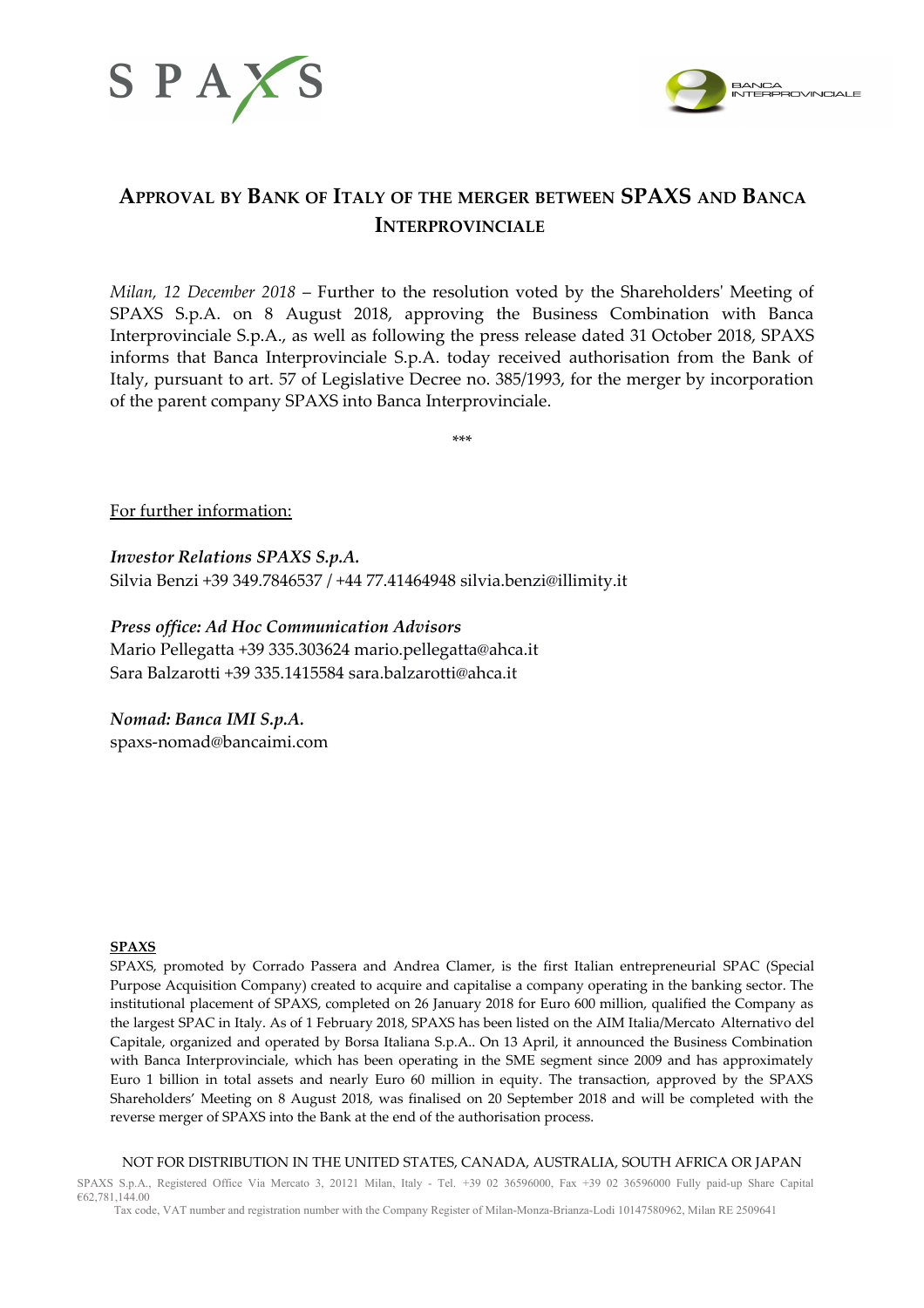# APPROVAL BY BANK OF ITALY OF THE MERGER BETWEEN SPAXS AND BANCA INTERPROVINCIALE

*Milan, 12 December 2018* – Further to the resolution voted by the Shareholders' Meeting of SPAXS S.p.A. on 8 August 2018, approving the Business Combination with Banca Interprovinciale S.p.A., as well as following the press release dated 31 October 2018, SPAXS informs that Banca Interprovinciale S.p.A. today received authorisation from the Bank of Italy, pursuant to art. 57 of Legislative Decree no. 385/1993, for the merger by incorporation of the parent company SPAXS into Banca Interprovinciale.

\*\*\*

For further information:

***Investor Relations SPAXS S.p.A.***
Silvia Benzi +39 349.7846537 / +44 77.41464948 silvia.benzi@illimity.it

***Press office: Ad Hoc Communication Advisors***
Mario Pellegatta +39 335.303624 mario.pellegatta@ahca.it
Sara Balzarotti +39 335.1415584 sara.balzarotti@ahca.it

***Nomad: Banca IMI S.p.A.***
spaxs-nomad@bancaimi.com

**SPAXS**

SPAXS, promoted by Corrado Passera and Andrea Clamer, is the first Italian entrepreneurial SPAC (Special Purpose Acquisition Company) created to acquire and capitalise a company operating in the banking sector. The institutional placement of SPAXS, completed on 26 January 2018 for Euro 600 million, qualified the Company as the largest SPAC in Italy. As of 1 February 2018, SPAXS has been listed on the AIM Italia/Mercato Alternativo del Capitale, organized and operated by Borsa Italiana S.p.A.. On 13 April, it announced the Business Combination with Banca Interprovinciale, which has been operating in the SME segment since 2009 and has approximately Euro 1 billion in total assets and nearly Euro 60 million in equity. The transaction, approved by the SPAXS Shareholders' Meeting on 8 August 2018, was finalised on 20 September 2018 and will be completed with the reverse merger of SPAXS into the Bank at the end of the authorisation process.

NOT FOR DISTRIBUTION IN THE UNITED STATES, CANADA, AUSTRALIA, SOUTH AFRICA OR JAPAN

SPAXS S.p.A., Registered Office Via Mercato 3, 20121 Milan, Italy - Tel. +39 02 36596000, Fax +39 02 36596000 Fully paid-up Share Capital €62,781,144.00
Tax code, VAT number and registration number with the Company Register of Milan-Monza-Brianza-Lodi 10147580962, Milan RE 2509641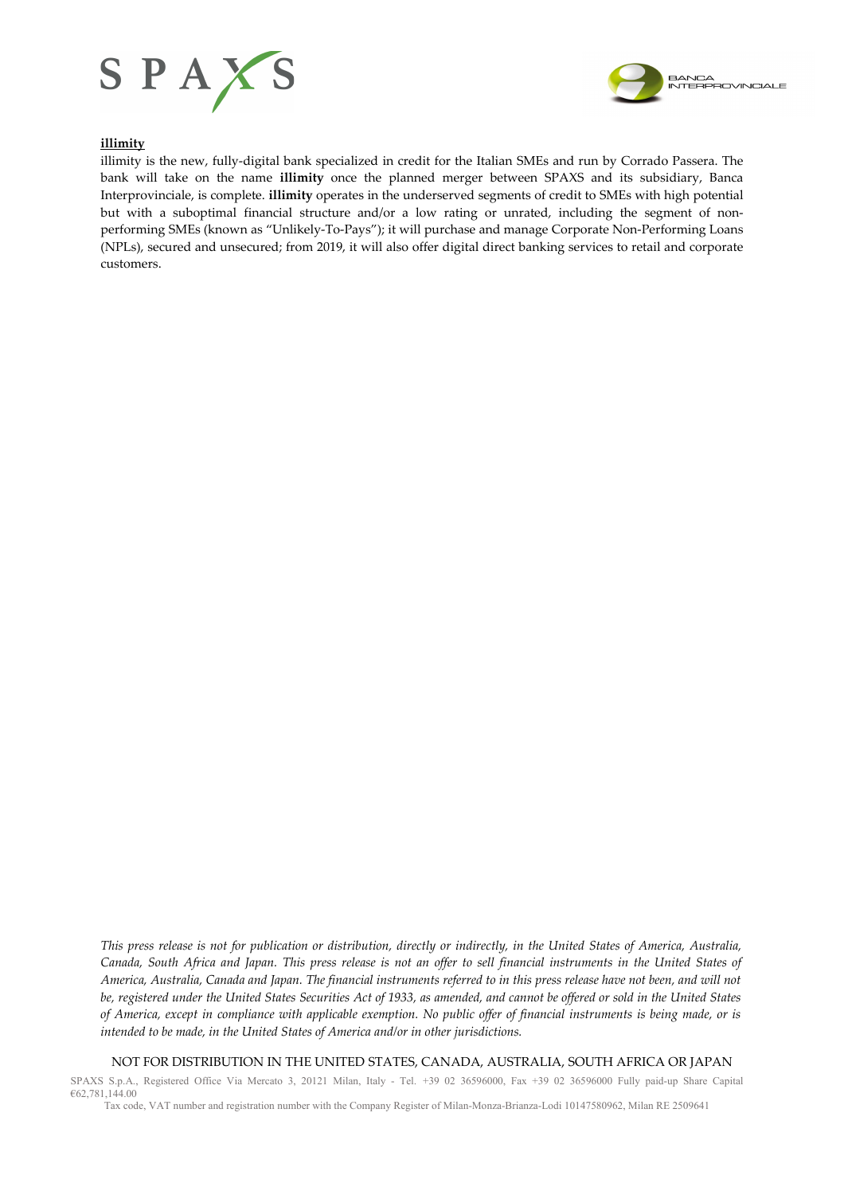**illimity**

illimity is the new, fully-digital bank specialized in credit for the Italian SMEs and run by Corrado Passera. The bank will take on the name **illimity** once the planned merger between SPAXS and its subsidiary, Banca Interprovinciale, is complete. **illimity** operates in the underserved segments of credit to SMEs with high potential but with a suboptimal financial structure and/or a low rating or unrated, including the segment of non-performing SMEs (known as "Unlikely-To-Pays"); it will purchase and manage Corporate Non-Performing Loans (NPLs), secured and unsecured; from 2019, it will also offer digital direct banking services to retail and corporate customers.

*This press release is not for publication or distribution, directly or indirectly, in the United States of America, Australia, Canada, South Africa and Japan. This press release is not an offer to sell financial instruments in the United States of America, Australia, Canada and Japan. The financial instruments referred to in this press release have not been, and will not be, registered under the United States Securities Act of 1933, as amended, and cannot be offered or sold in the United States of America, except in compliance with applicable exemption. No public offer of financial instruments is being made, or is intended to be made, in the United States of America and/or in other jurisdictions.*

NOT FOR DISTRIBUTION IN THE UNITED STATES, CANADA, AUSTRALIA, SOUTH AFRICA OR JAPAN

SPAXS S.p.A., Registered Office Via Mercato 3, 20121 Milan, Italy - Tel. +39 02 36596000, Fax +39 02 36596000 Fully paid-up Share Capital €62,781,144.00

Tax code, VAT number and registration number with the Company Register of Milan-Monza-Brianza-Lodi 10147580962, Milan RE 2509641